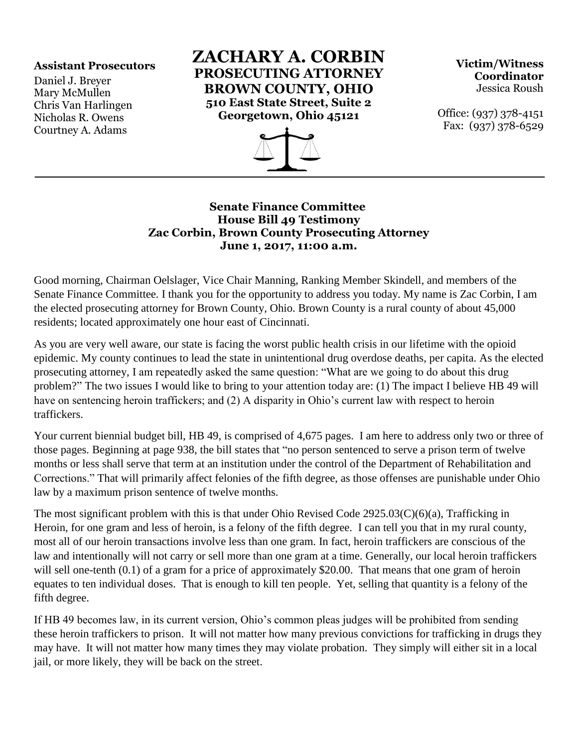**Assistant Prosecutors**
Daniel J. Breyer
Mary McMullen
Chris Van Harlingen
Nicholas R. Owens
Courtney A. Adams

# ZACHARY A. CORBIN
## PROSECUTING ATTORNEY
## BROWN COUNTY, OHIO
**510 East State Street, Suite 2**
**Georgetown, Ohio 45121**

**Victim/Witness Coordinator**
Jessica Roush

Office: (937) 378-4151
Fax: (937) 378-6529

---

**Senate Finance Committee**
**House Bill 49 Testimony**
**Zac Corbin, Brown County Prosecuting Attorney**
**June 1, 2017, 11:00 a.m.**

Good morning, Chairman Oelslager, Vice Chair Manning, Ranking Member Skindell, and members of the Senate Finance Committee. I thank you for the opportunity to address you today. My name is Zac Corbin, I am the elected prosecuting attorney for Brown County, Ohio. Brown County is a rural county of about 45,000 residents; located approximately one hour east of Cincinnati.

As you are very well aware, our state is facing the worst public health crisis in our lifetime with the opioid epidemic. My county continues to lead the state in unintentional drug overdose deaths, per capita. As the elected prosecuting attorney, I am repeatedly asked the same question: "What are we going to do about this drug problem?" The two issues I would like to bring to your attention today are: (1) The impact I believe HB 49 will have on sentencing heroin traffickers; and (2) A disparity in Ohio's current law with respect to heroin traffickers.

Your current biennial budget bill, HB 49, is comprised of 4,675 pages. I am here to address only two or three of those pages. Beginning at page 938, the bill states that "no person sentenced to serve a prison term of twelve months or less shall serve that term at an institution under the control of the Department of Rehabilitation and Corrections." That will primarily affect felonies of the fifth degree, as those offenses are punishable under Ohio law by a maximum prison sentence of twelve months.

The most significant problem with this is that under Ohio Revised Code 2925.03(C)(6)(a), Trafficking in Heroin, for one gram and less of heroin, is a felony of the fifth degree. I can tell you that in my rural county, most all of our heroin transactions involve less than one gram. In fact, heroin traffickers are conscious of the law and intentionally will not carry or sell more than one gram at a time. Generally, our local heroin traffickers will sell one-tenth (0.1) of a gram for a price of approximately $20.00. That means that one gram of heroin equates to ten individual doses. That is enough to kill ten people. Yet, selling that quantity is a felony of the fifth degree.

If HB 49 becomes law, in its current version, Ohio's common pleas judges will be prohibited from sending these heroin traffickers to prison. It will not matter how many previous convictions for trafficking in drugs they may have. It will not matter how many times they may violate probation. They simply will either sit in a local jail, or more likely, they will be back on the street.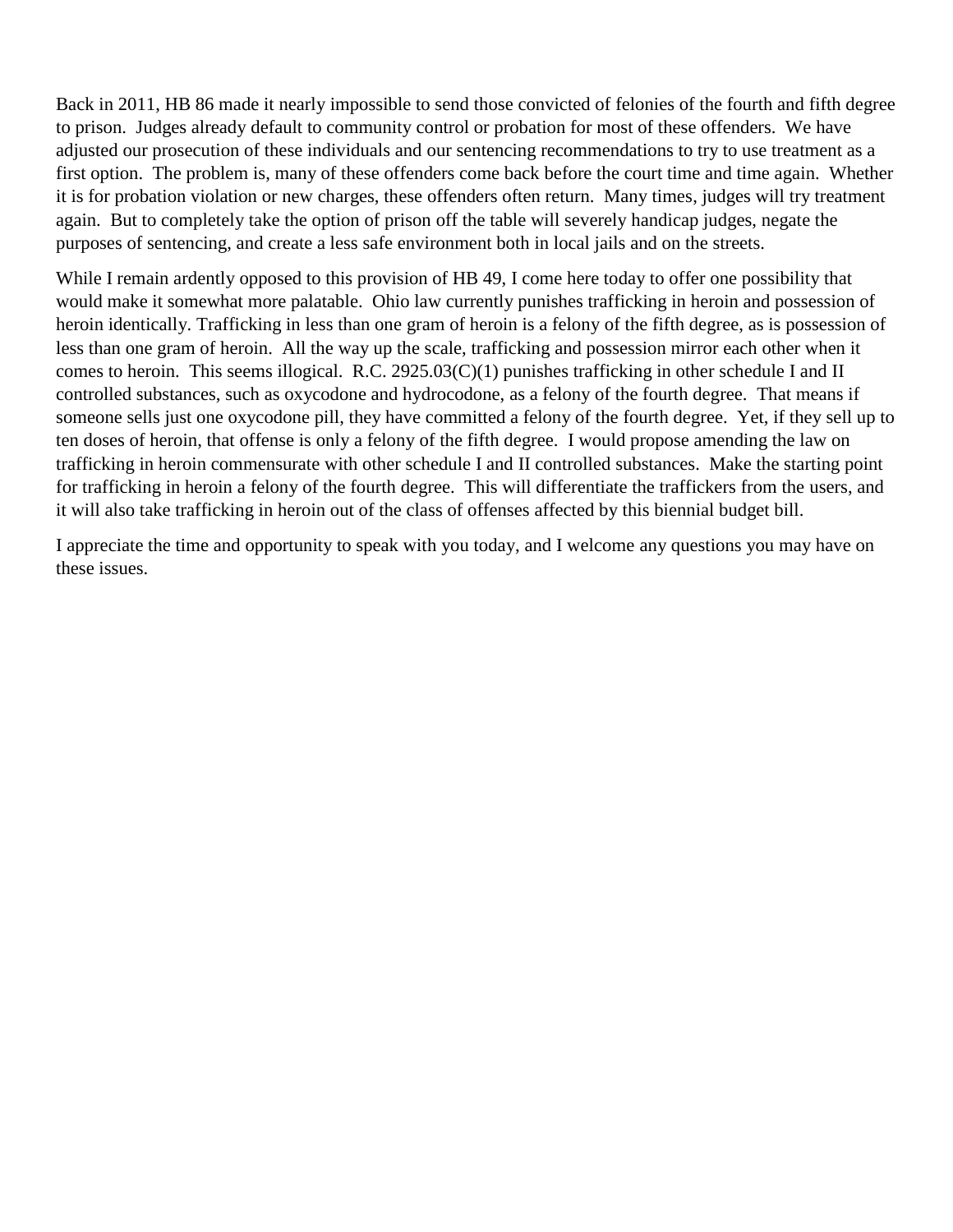Back in 2011, HB 86 made it nearly impossible to send those convicted of felonies of the fourth and fifth degree to prison. Judges already default to community control or probation for most of these offenders. We have adjusted our prosecution of these individuals and our sentencing recommendations to try to use treatment as a first option. The problem is, many of these offenders come back before the court time and time again. Whether it is for probation violation or new charges, these offenders often return. Many times, judges will try treatment again. But to completely take the option of prison off the table will severely handicap judges, negate the purposes of sentencing, and create a less safe environment both in local jails and on the streets.

While I remain ardently opposed to this provision of HB 49, I come here today to offer one possibility that would make it somewhat more palatable. Ohio law currently punishes trafficking in heroin and possession of heroin identically. Trafficking in less than one gram of heroin is a felony of the fifth degree, as is possession of less than one gram of heroin. All the way up the scale, trafficking and possession mirror each other when it comes to heroin. This seems illogical. R.C. 2925.03(C)(1) punishes trafficking in other schedule I and II controlled substances, such as oxycodone and hydrocodone, as a felony of the fourth degree. That means if someone sells just one oxycodone pill, they have committed a felony of the fourth degree. Yet, if they sell up to ten doses of heroin, that offense is only a felony of the fifth degree. I would propose amending the law on trafficking in heroin commensurate with other schedule I and II controlled substances. Make the starting point for trafficking in heroin a felony of the fourth degree. This will differentiate the traffickers from the users, and it will also take trafficking in heroin out of the class of offenses affected by this biennial budget bill.

I appreciate the time and opportunity to speak with you today, and I welcome any questions you may have on these issues.